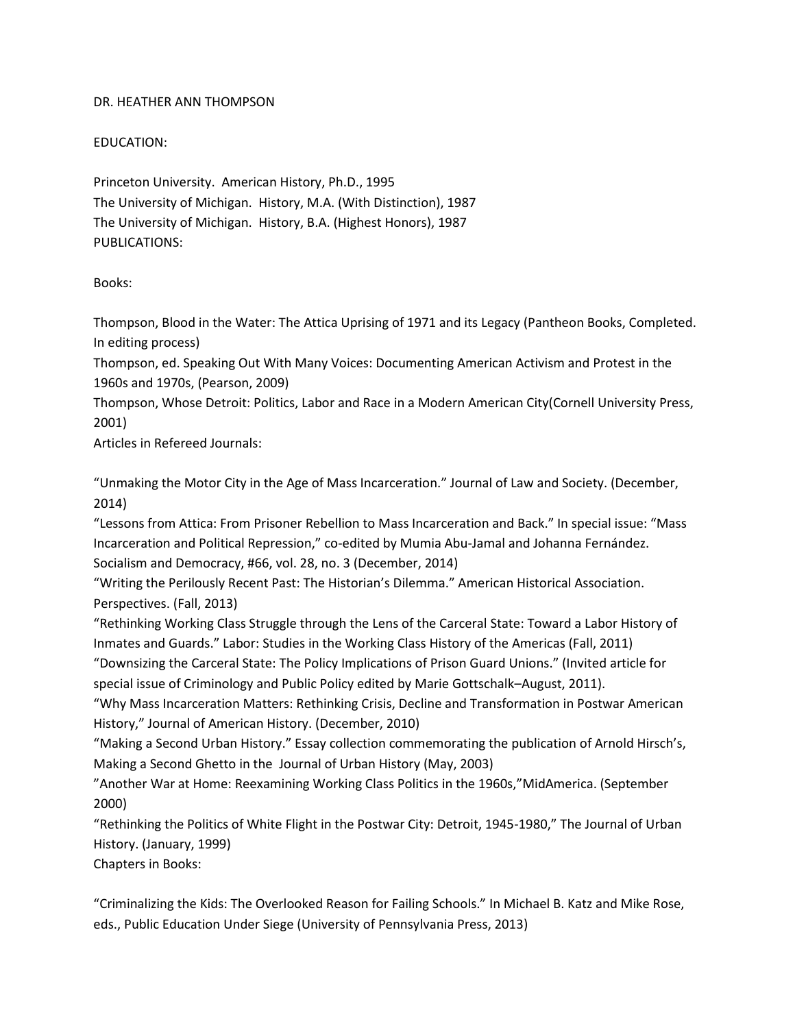# DR. HEATHER ANN THOMPSON

## EDUCATION:

Princeton University. American History, Ph.D., 1995
The University of Michigan. History, M.A. (With Distinction), 1987
The University of Michigan. History, B.A. (Highest Honors), 1987

## PUBLICATIONS:

### Books:

Thompson, Blood in the Water: The Attica Uprising of 1971 and its Legacy (Pantheon Books, Completed. In editing process)

Thompson, ed. Speaking Out With Many Voices: Documenting American Activism and Protest in the 1960s and 1970s, (Pearson, 2009)

Thompson, Whose Detroit: Politics, Labor and Race in a Modern American City(Cornell University Press, 2001)

### Articles in Refereed Journals:

"Unmaking the Motor City in the Age of Mass Incarceration." Journal of Law and Society. (December, 2014)

"Lessons from Attica: From Prisoner Rebellion to Mass Incarceration and Back." In special issue: "Mass Incarceration and Political Repression," co-edited by Mumia Abu-Jamal and Johanna Fernández. Socialism and Democracy, #66, vol. 28, no. 3 (December, 2014)

"Writing the Perilously Recent Past: The Historian's Dilemma." American Historical Association. Perspectives. (Fall, 2013)

"Rethinking Working Class Struggle through the Lens of the Carceral State: Toward a Labor History of Inmates and Guards." Labor: Studies in the Working Class History of the Americas (Fall, 2011)

"Downsizing the Carceral State: The Policy Implications of Prison Guard Unions." (Invited article for special issue of Criminology and Public Policy edited by Marie Gottschalk–August, 2011).

"Why Mass Incarceration Matters: Rethinking Crisis, Decline and Transformation in Postwar American History," Journal of American History. (December, 2010)

"Making a Second Urban History." Essay collection commemorating the publication of Arnold Hirsch's, Making a Second Ghetto in the Journal of Urban History (May, 2003)

"Another War at Home: Reexamining Working Class Politics in the 1960s,"MidAmerica. (September 2000)

"Rethinking the Politics of White Flight in the Postwar City: Detroit, 1945-1980," The Journal of Urban History. (January, 1999)

### Chapters in Books:

"Criminalizing the Kids: The Overlooked Reason for Failing Schools." In Michael B. Katz and Mike Rose, eds., Public Education Under Siege (University of Pennsylvania Press, 2013)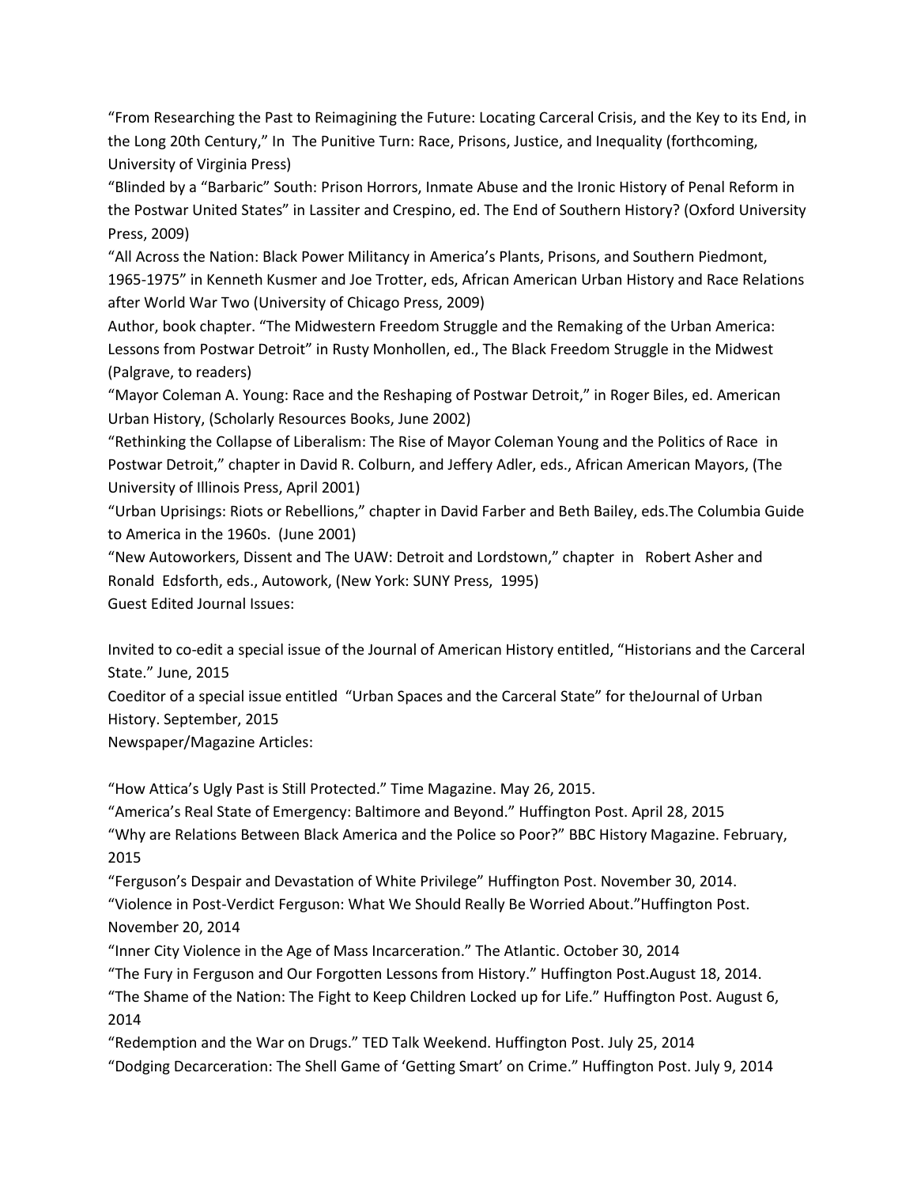"From Researching the Past to Reimagining the Future: Locating Carceral Crisis, and the Key to its End, in the Long 20th Century," In The Punitive Turn: Race, Prisons, Justice, and Inequality (forthcoming, University of Virginia Press)

"Blinded by a "Barbaric" South: Prison Horrors, Inmate Abuse and the Ironic History of Penal Reform in the Postwar United States" in Lassiter and Crespino, ed. The End of Southern History? (Oxford University Press, 2009)

"All Across the Nation: Black Power Militancy in America's Plants, Prisons, and Southern Piedmont, 1965-1975" in Kenneth Kusmer and Joe Trotter, eds, African American Urban History and Race Relations after World War Two (University of Chicago Press, 2009)

Author, book chapter. "The Midwestern Freedom Struggle and the Remaking of the Urban America: Lessons from Postwar Detroit" in Rusty Monhollen, ed., The Black Freedom Struggle in the Midwest (Palgrave, to readers)

"Mayor Coleman A. Young: Race and the Reshaping of Postwar Detroit," in Roger Biles, ed. American Urban History, (Scholarly Resources Books, June 2002)

"Rethinking the Collapse of Liberalism: The Rise of Mayor Coleman Young and the Politics of Race in Postwar Detroit," chapter in David R. Colburn, and Jeffery Adler, eds., African American Mayors, (The University of Illinois Press, April 2001)

"Urban Uprisings: Riots or Rebellions," chapter in David Farber and Beth Bailey, eds.The Columbia Guide to America in the 1960s. (June 2001)

"New Autoworkers, Dissent and The UAW: Detroit and Lordstown," chapter in Robert Asher and Ronald Edsforth, eds., Autowork, (New York: SUNY Press, 1995)

Guest Edited Journal Issues:

Invited to co-edit a special issue of the Journal of American History entitled, "Historians and the Carceral State." June, 2015

Coeditor of a special issue entitled "Urban Spaces and the Carceral State" for theJournal of Urban History. September, 2015

Newspaper/Magazine Articles:

"How Attica's Ugly Past is Still Protected." Time Magazine. May 26, 2015.

"America's Real State of Emergency: Baltimore and Beyond." Huffington Post. April 28, 2015

"Why are Relations Between Black America and the Police so Poor?" BBC History Magazine. February, 2015

"Ferguson's Despair and Devastation of White Privilege" Huffington Post. November 30, 2014.

"Violence in Post-Verdict Ferguson: What We Should Really Be Worried About."Huffington Post. November 20, 2014

"Inner City Violence in the Age of Mass Incarceration." The Atlantic. October 30, 2014

"The Fury in Ferguson and Our Forgotten Lessons from History." Huffington Post.August 18, 2014.

"The Shame of the Nation: The Fight to Keep Children Locked up for Life." Huffington Post. August 6, 2014

"Redemption and the War on Drugs." TED Talk Weekend. Huffington Post. July 25, 2014

"Dodging Decarceration: The Shell Game of 'Getting Smart' on Crime." Huffington Post. July 9, 2014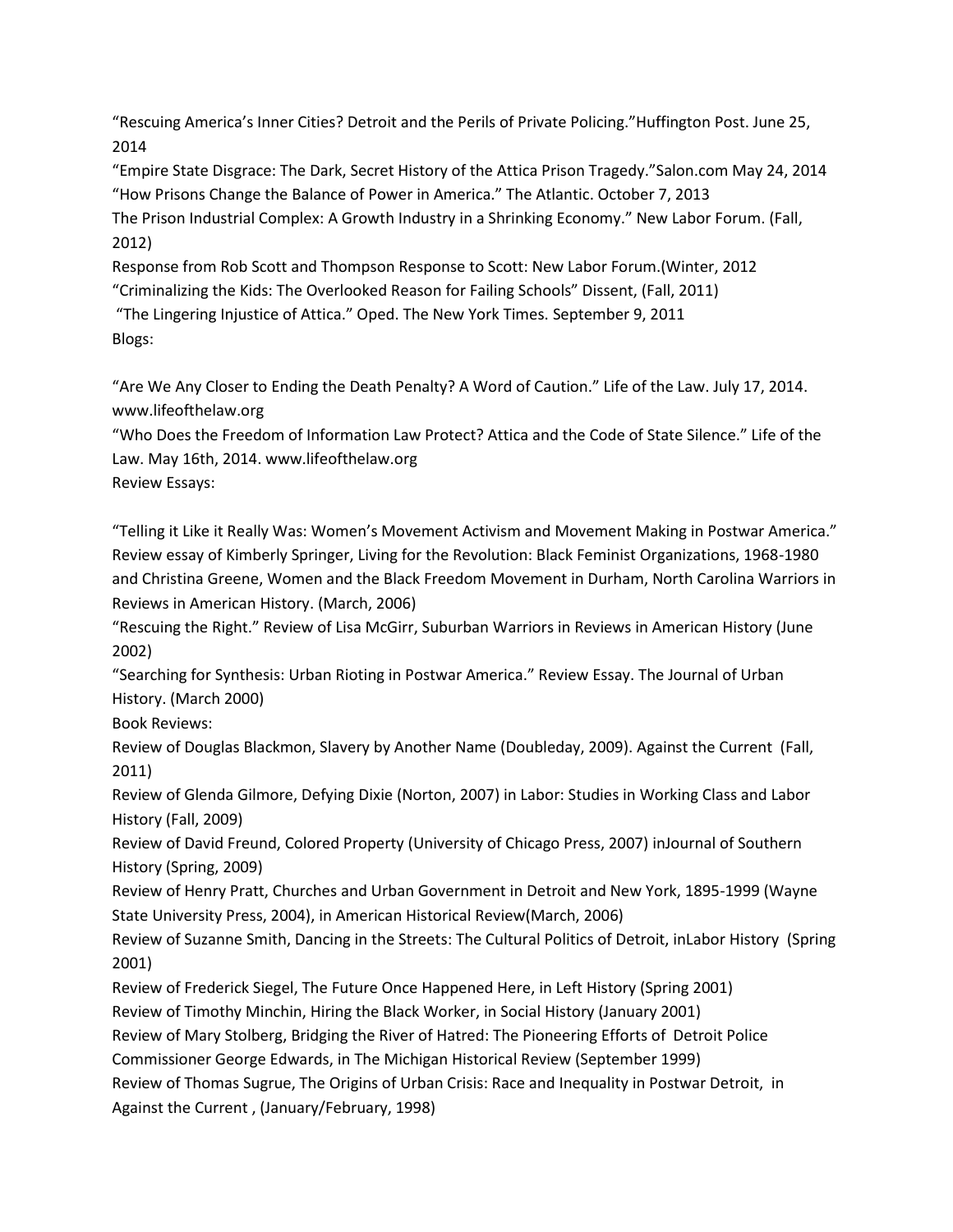“Rescuing America’s Inner Cities? Detroit and the Perils of Private Policing.”Huffington Post. June 25, 2014

“Empire State Disgrace: The Dark, Secret History of the Attica Prison Tragedy.”Salon.com May 24, 2014

“How Prisons Change the Balance of Power in America.” The Atlantic. October 7, 2013

The Prison Industrial Complex: A Growth Industry in a Shrinking Economy.” New Labor Forum. (Fall, 2012)

Response from Rob Scott and Thompson Response to Scott: New Labor Forum.(Winter, 2012

“Criminalizing the Kids: The Overlooked Reason for Failing Schools” Dissent, (Fall, 2011)

“The Lingering Injustice of Attica.” Oped. The New York Times. September 9, 2011

Blogs:

“Are We Any Closer to Ending the Death Penalty? A Word of Caution.” Life of the Law. July 17, 2014. www.lifeofthelaw.org

“Who Does the Freedom of Information Law Protect? Attica and the Code of State Silence.” Life of the Law. May 16th, 2014. www.lifeofthelaw.org

Review Essays:

“Telling it Like it Really Was: Women’s Movement Activism and Movement Making in Postwar America.” Review essay of Kimberly Springer, Living for the Revolution: Black Feminist Organizations, 1968-1980 and Christina Greene, Women and the Black Freedom Movement in Durham, North Carolina Warriors in Reviews in American History. (March, 2006)

“Rescuing the Right.” Review of Lisa McGirr, Suburban Warriors in Reviews in American History (June 2002)

“Searching for Synthesis: Urban Rioting in Postwar America.” Review Essay. The Journal of Urban History. (March 2000)

Book Reviews:

Review of Douglas Blackmon, Slavery by Another Name (Doubleday, 2009). Against the Current (Fall, 2011)

Review of Glenda Gilmore, Defying Dixie (Norton, 2007) in Labor: Studies in Working Class and Labor History (Fall, 2009)

Review of David Freund, Colored Property (University of Chicago Press, 2007) inJournal of Southern History (Spring, 2009)

Review of Henry Pratt, Churches and Urban Government in Detroit and New York, 1895-1999 (Wayne State University Press, 2004), in American Historical Review(March, 2006)

Review of Suzanne Smith, Dancing in the Streets: The Cultural Politics of Detroit, inLabor History (Spring 2001)

Review of Frederick Siegel, The Future Once Happened Here, in Left History (Spring 2001)

Review of Timothy Minchin, Hiring the Black Worker, in Social History (January 2001)

Review of Mary Stolberg, Bridging the River of Hatred: The Pioneering Efforts of Detroit Police Commissioner George Edwards, in The Michigan Historical Review (September 1999)

Review of Thomas Sugrue, The Origins of Urban Crisis: Race and Inequality in Postwar Detroit, in Against the Current , (January/February, 1998)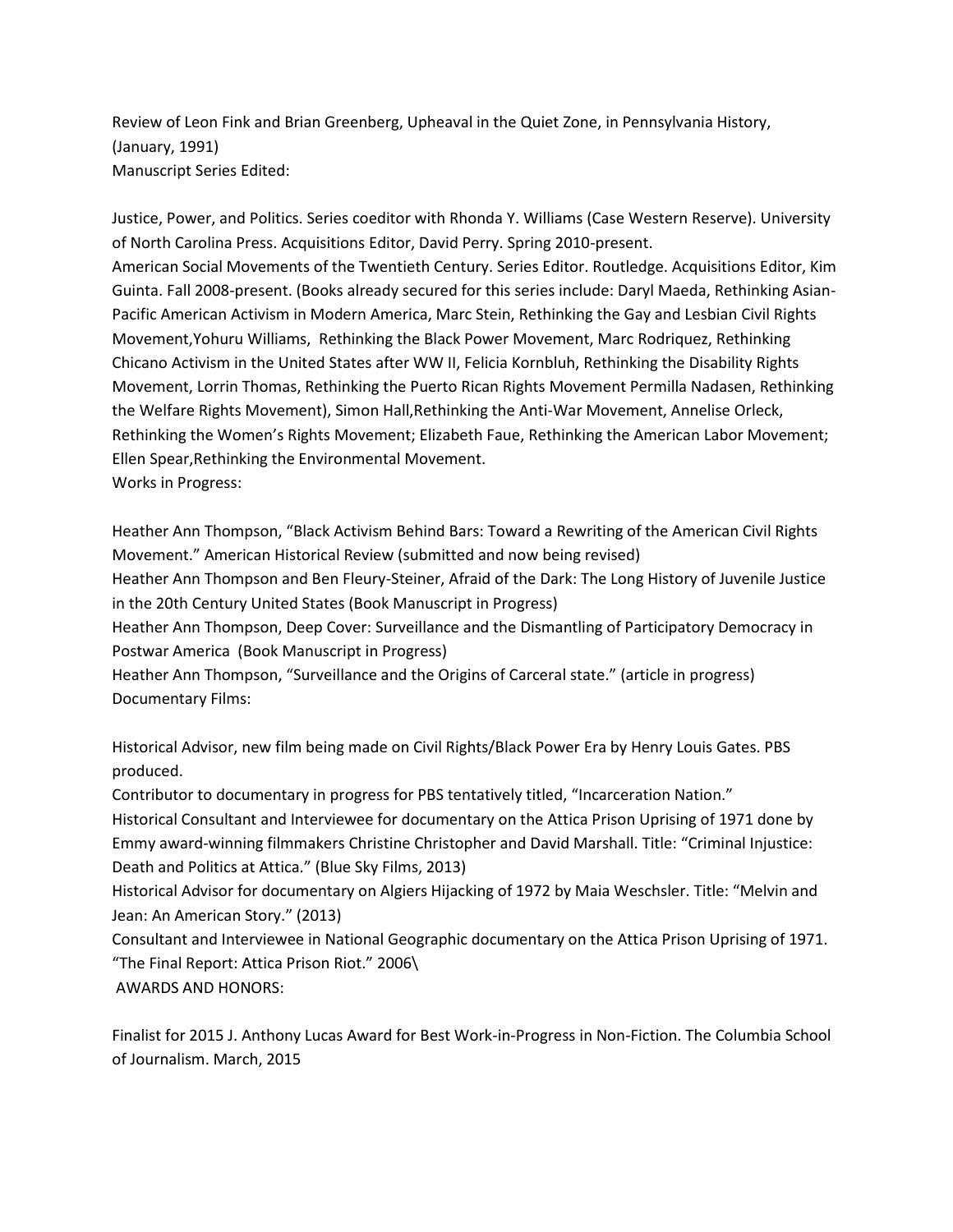Review of Leon Fink and Brian Greenberg, Upheaval in the Quiet Zone, in Pennsylvania History, (January, 1991)

Manuscript Series Edited:

Justice, Power, and Politics. Series coeditor with Rhonda Y. Williams (Case Western Reserve). University of North Carolina Press. Acquisitions Editor, David Perry. Spring 2010-present.

American Social Movements of the Twentieth Century. Series Editor. Routledge. Acquisitions Editor, Kim Guinta. Fall 2008-present. (Books already secured for this series include: Daryl Maeda, Rethinking Asian-Pacific American Activism in Modern America, Marc Stein, Rethinking the Gay and Lesbian Civil Rights Movement,Yohuru Williams, Rethinking the Black Power Movement, Marc Rodriquez, Rethinking Chicano Activism in the United States after WW II, Felicia Kornbluh, Rethinking the Disability Rights Movement, Lorrin Thomas, Rethinking the Puerto Rican Rights Movement Permilla Nadasen, Rethinking the Welfare Rights Movement), Simon Hall,Rethinking the Anti-War Movement, Annelise Orleck, Rethinking the Women's Rights Movement; Elizabeth Faue, Rethinking the American Labor Movement; Ellen Spear,Rethinking the Environmental Movement.

Works in Progress:

Heather Ann Thompson, "Black Activism Behind Bars: Toward a Rewriting of the American Civil Rights Movement." American Historical Review (submitted and now being revised)

Heather Ann Thompson and Ben Fleury-Steiner, Afraid of the Dark: The Long History of Juvenile Justice in the 20th Century United States (Book Manuscript in Progress)

Heather Ann Thompson, Deep Cover: Surveillance and the Dismantling of Participatory Democracy in Postwar America (Book Manuscript in Progress)

Heather Ann Thompson, "Surveillance and the Origins of Carceral state." (article in progress)

Documentary Films:

Historical Advisor, new film being made on Civil Rights/Black Power Era by Henry Louis Gates. PBS produced.

Contributor to documentary in progress for PBS tentatively titled, "Incarceration Nation."

Historical Consultant and Interviewee for documentary on the Attica Prison Uprising of 1971 done by Emmy award-winning filmmakers Christine Christopher and David Marshall. Title: "Criminal Injustice: Death and Politics at Attica." (Blue Sky Films, 2013)

Historical Advisor for documentary on Algiers Hijacking of 1972 by Maia Weschsler. Title: "Melvin and Jean: An American Story." (2013)

Consultant and Interviewee in National Geographic documentary on the Attica Prison Uprising of 1971. "The Final Report: Attica Prison Riot." 2006\

AWARDS AND HONORS:

Finalist for 2015 J. Anthony Lucas Award for Best Work-in-Progress in Non-Fiction. The Columbia School of Journalism. March, 2015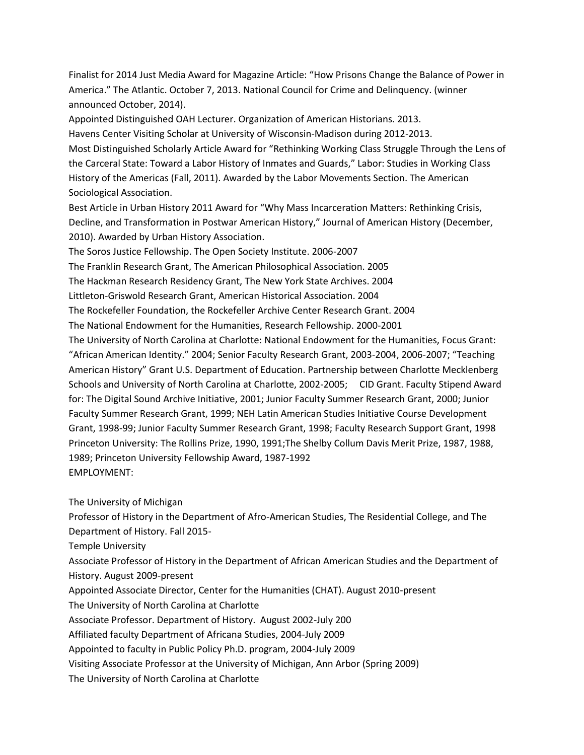Finalist for 2014 Just Media Award for Magazine Article: "How Prisons Change the Balance of Power in America." The Atlantic. October 7, 2013. National Council for Crime and Delinquency. (winner announced October, 2014).

Appointed Distinguished OAH Lecturer. Organization of American Historians. 2013.

Havens Center Visiting Scholar at University of Wisconsin-Madison during 2012-2013.

Most Distinguished Scholarly Article Award for "Rethinking Working Class Struggle Through the Lens of the Carceral State: Toward a Labor History of Inmates and Guards," Labor: Studies in Working Class History of the Americas (Fall, 2011). Awarded by the Labor Movements Section. The American Sociological Association.

Best Article in Urban History 2011 Award for "Why Mass Incarceration Matters: Rethinking Crisis, Decline, and Transformation in Postwar American History," Journal of American History (December, 2010). Awarded by Urban History Association.

The Soros Justice Fellowship. The Open Society Institute. 2006-2007

The Franklin Research Grant, The American Philosophical Association. 2005

The Hackman Research Residency Grant, The New York State Archives. 2004

Littleton-Griswold Research Grant, American Historical Association. 2004

The Rockefeller Foundation, the Rockefeller Archive Center Research Grant. 2004

The National Endowment for the Humanities, Research Fellowship. 2000-2001

The University of North Carolina at Charlotte: National Endowment for the Humanities, Focus Grant: "African American Identity." 2004; Senior Faculty Research Grant, 2003-2004, 2006-2007; "Teaching American History" Grant U.S. Department of Education. Partnership between Charlotte Mecklenberg Schools and University of North Carolina at Charlotte, 2002-2005; CID Grant. Faculty Stipend Award for: The Digital Sound Archive Initiative, 2001; Junior Faculty Summer Research Grant, 2000; Junior Faculty Summer Research Grant, 1999; NEH Latin American Studies Initiative Course Development Grant, 1998-99; Junior Faculty Summer Research Grant, 1998; Faculty Research Support Grant, 1998

Princeton University: The Rollins Prize, 1990, 1991;The Shelby Collum Davis Merit Prize, 1987, 1988, 1989; Princeton University Fellowship Award, 1987-1992

EMPLOYMENT:

The University of Michigan

Professor of History in the Department of Afro-American Studies, The Residential College, and The Department of History. Fall 2015-

Temple University

Associate Professor of History in the Department of African American Studies and the Department of History. August 2009-present

Appointed Associate Director, Center for the Humanities (CHAT). August 2010-present

The University of North Carolina at Charlotte

Associate Professor. Department of History. August 2002-July 200

Affiliated faculty Department of Africana Studies, 2004-July 2009

Appointed to faculty in Public Policy Ph.D. program, 2004-July 2009

Visiting Associate Professor at the University of Michigan, Ann Arbor (Spring 2009)

The University of North Carolina at Charlotte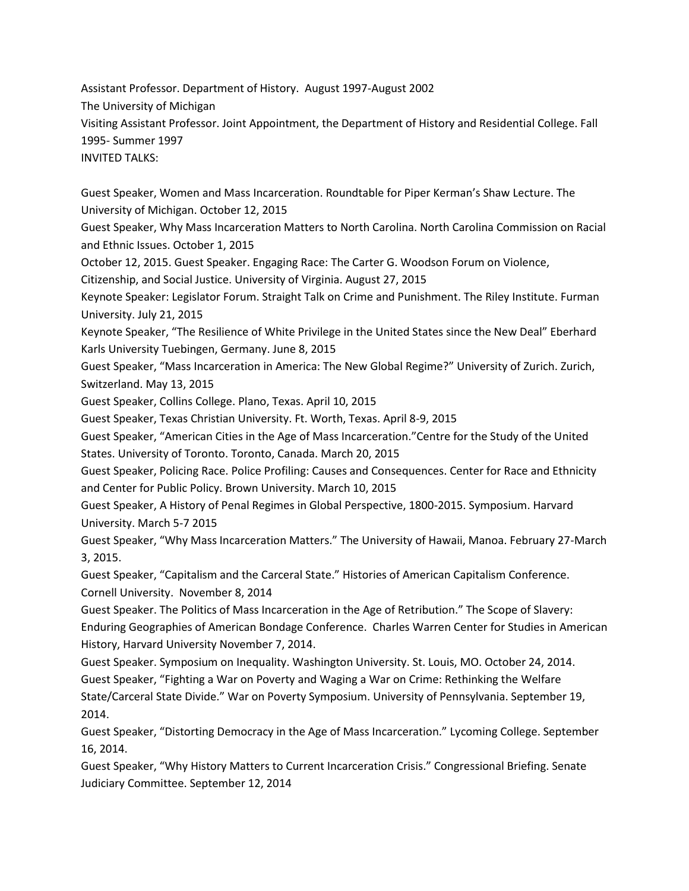Assistant Professor. Department of History. August 1997-August 2002

The University of Michigan

Visiting Assistant Professor. Joint Appointment, the Department of History and Residential College. Fall 1995- Summer 1997

INVITED TALKS:

Guest Speaker, Women and Mass Incarceration. Roundtable for Piper Kerman's Shaw Lecture. The University of Michigan. October 12, 2015

Guest Speaker, Why Mass Incarceration Matters to North Carolina. North Carolina Commission on Racial and Ethnic Issues. October 1, 2015

October 12, 2015. Guest Speaker. Engaging Race: The Carter G. Woodson Forum on Violence, Citizenship, and Social Justice. University of Virginia. August 27, 2015

Keynote Speaker: Legislator Forum. Straight Talk on Crime and Punishment. The Riley Institute. Furman University. July 21, 2015

Keynote Speaker, "The Resilience of White Privilege in the United States since the New Deal" Eberhard Karls University Tuebingen, Germany. June 8, 2015

Guest Speaker, "Mass Incarceration in America: The New Global Regime?" University of Zurich. Zurich, Switzerland. May 13, 2015

Guest Speaker, Collins College. Plano, Texas. April 10, 2015

Guest Speaker, Texas Christian University. Ft. Worth, Texas. April 8-9, 2015

Guest Speaker, "American Cities in the Age of Mass Incarceration."Centre for the Study of the United States. University of Toronto. Toronto, Canada. March 20, 2015

Guest Speaker, Policing Race. Police Profiling: Causes and Consequences. Center for Race and Ethnicity and Center for Public Policy. Brown University. March 10, 2015

Guest Speaker, A History of Penal Regimes in Global Perspective, 1800-2015. Symposium. Harvard University. March 5-7 2015

Guest Speaker, "Why Mass Incarceration Matters." The University of Hawaii, Manoa. February 27-March 3, 2015.

Guest Speaker, "Capitalism and the Carceral State." Histories of American Capitalism Conference. Cornell University. November 8, 2014

Guest Speaker. The Politics of Mass Incarceration in the Age of Retribution." The Scope of Slavery: Enduring Geographies of American Bondage Conference. Charles Warren Center for Studies in American History, Harvard University November 7, 2014.

Guest Speaker. Symposium on Inequality. Washington University. St. Louis, MO. October 24, 2014.

Guest Speaker, "Fighting a War on Poverty and Waging a War on Crime: Rethinking the Welfare State/Carceral State Divide." War on Poverty Symposium. University of Pennsylvania. September 19, 2014.

Guest Speaker, "Distorting Democracy in the Age of Mass Incarceration." Lycoming College. September 16, 2014.

Guest Speaker, "Why History Matters to Current Incarceration Crisis." Congressional Briefing. Senate Judiciary Committee. September 12, 2014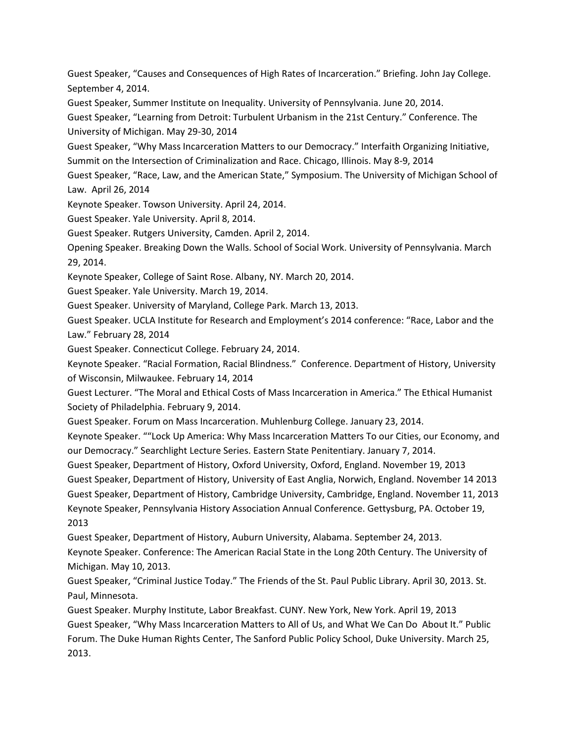Guest Speaker, “Causes and Consequences of High Rates of Incarceration.” Briefing. John Jay College. September 4, 2014.

Guest Speaker, Summer Institute on Inequality. University of Pennsylvania. June 20, 2014.

Guest Speaker, “Learning from Detroit: Turbulent Urbanism in the 21st Century.” Conference. The University of Michigan. May 29-30, 2014

Guest Speaker, “Why Mass Incarceration Matters to our Democracy.” Interfaith Organizing Initiative, Summit on the Intersection of Criminalization and Race. Chicago, Illinois. May 8-9, 2014

Guest Speaker, “Race, Law, and the American State,” Symposium. The University of Michigan School of Law. April 26, 2014

Keynote Speaker. Towson University. April 24, 2014.

Guest Speaker. Yale University. April 8, 2014.

Guest Speaker. Rutgers University, Camden. April 2, 2014.

Opening Speaker. Breaking Down the Walls. School of Social Work. University of Pennsylvania. March 29, 2014.

Keynote Speaker, College of Saint Rose. Albany, NY. March 20, 2014.

Guest Speaker. Yale University. March 19, 2014.

Guest Speaker. University of Maryland, College Park. March 13, 2013.

Guest Speaker. UCLA Institute for Research and Employment’s 2014 conference: “Race, Labor and the Law.” February 28, 2014

Guest Speaker. Connecticut College. February 24, 2014.

Keynote Speaker. “Racial Formation, Racial Blindness.” Conference. Department of History, University of Wisconsin, Milwaukee. February 14, 2014

Guest Lecturer. “The Moral and Ethical Costs of Mass Incarceration in America.” The Ethical Humanist Society of Philadelphia. February 9, 2014.

Guest Speaker. Forum on Mass Incarceration. Muhlenburg College. January 23, 2014.

Keynote Speaker. ““Lock Up America: Why Mass Incarceration Matters To our Cities, our Economy, and our Democracy.” Searchlight Lecture Series. Eastern State Penitentiary. January 7, 2014.

Guest Speaker, Department of History, Oxford University, Oxford, England. November 19, 2013

Guest Speaker, Department of History, University of East Anglia, Norwich, England. November 14 2013

Guest Speaker, Department of History, Cambridge University, Cambridge, England. November 11, 2013

Keynote Speaker, Pennsylvania History Association Annual Conference. Gettysburg, PA. October 19, 2013

Guest Speaker, Department of History, Auburn University, Alabama. September 24, 2013.

Keynote Speaker. Conference: The American Racial State in the Long 20th Century. The University of Michigan. May 10, 2013.

Guest Speaker, “Criminal Justice Today.” The Friends of the St. Paul Public Library. April 30, 2013. St. Paul, Minnesota.

Guest Speaker. Murphy Institute, Labor Breakfast. CUNY. New York, New York. April 19, 2013

Guest Speaker, “Why Mass Incarceration Matters to All of Us, and What We Can Do About It.” Public Forum. The Duke Human Rights Center, The Sanford Public Policy School, Duke University. March 25, 2013.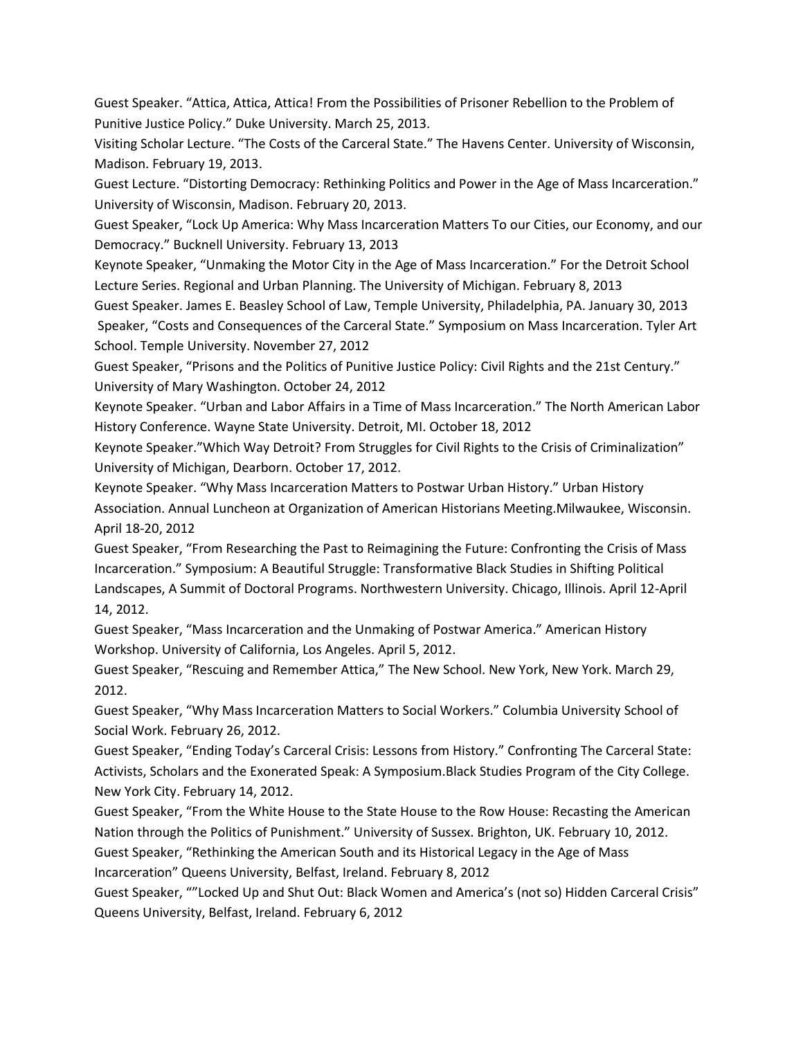Guest Speaker. “Attica, Attica, Attica! From the Possibilities of Prisoner Rebellion to the Problem of Punitive Justice Policy.” Duke University. March 25, 2013.

Visiting Scholar Lecture. “The Costs of the Carceral State.” The Havens Center. University of Wisconsin, Madison. February 19, 2013.

Guest Lecture. “Distorting Democracy: Rethinking Politics and Power in the Age of Mass Incarceration.” University of Wisconsin, Madison. February 20, 2013.

Guest Speaker, “Lock Up America: Why Mass Incarceration Matters To our Cities, our Economy, and our Democracy.” Bucknell University. February 13, 2013

Keynote Speaker, “Unmaking the Motor City in the Age of Mass Incarceration.” For the Detroit School Lecture Series. Regional and Urban Planning. The University of Michigan. February 8, 2013

Guest Speaker. James E. Beasley School of Law, Temple University, Philadelphia, PA. January 30, 2013

Speaker, “Costs and Consequences of the Carceral State.” Symposium on Mass Incarceration. Tyler Art School. Temple University. November 27, 2012

Guest Speaker, “Prisons and the Politics of Punitive Justice Policy: Civil Rights and the 21st Century.” University of Mary Washington. October 24, 2012

Keynote Speaker. “Urban and Labor Affairs in a Time of Mass Incarceration.” The North American Labor History Conference. Wayne State University. Detroit, MI. October 18, 2012

Keynote Speaker.”Which Way Detroit? From Struggles for Civil Rights to the Crisis of Criminalization” University of Michigan, Dearborn. October 17, 2012.

Keynote Speaker. “Why Mass Incarceration Matters to Postwar Urban History.” Urban History Association. Annual Luncheon at Organization of American Historians Meeting.Milwaukee, Wisconsin. April 18-20, 2012

Guest Speaker, “From Researching the Past to Reimagining the Future: Confronting the Crisis of Mass Incarceration.” Symposium: A Beautiful Struggle: Transformative Black Studies in Shifting Political Landscapes, A Summit of Doctoral Programs. Northwestern University. Chicago, Illinois. April 12-April 14, 2012.

Guest Speaker, “Mass Incarceration and the Unmaking of Postwar America.” American History Workshop. University of California, Los Angeles. April 5, 2012.

Guest Speaker, “Rescuing and Remember Attica,” The New School. New York, New York. March 29, 2012.

Guest Speaker, “Why Mass Incarceration Matters to Social Workers.” Columbia University School of Social Work. February 26, 2012.

Guest Speaker, “Ending Today’s Carceral Crisis: Lessons from History.” Confronting The Carceral State: Activists, Scholars and the Exonerated Speak: A Symposium.Black Studies Program of the City College. New York City. February 14, 2012.

Guest Speaker, “From the White House to the State House to the Row House: Recasting the American Nation through the Politics of Punishment.” University of Sussex. Brighton, UK. February 10, 2012.

Guest Speaker, “Rethinking the American South and its Historical Legacy in the Age of Mass Incarceration” Queens University, Belfast, Ireland. February 8, 2012

Guest Speaker, “”Locked Up and Shut Out: Black Women and America’s (not so) Hidden Carceral Crisis” Queens University, Belfast, Ireland. February 6, 2012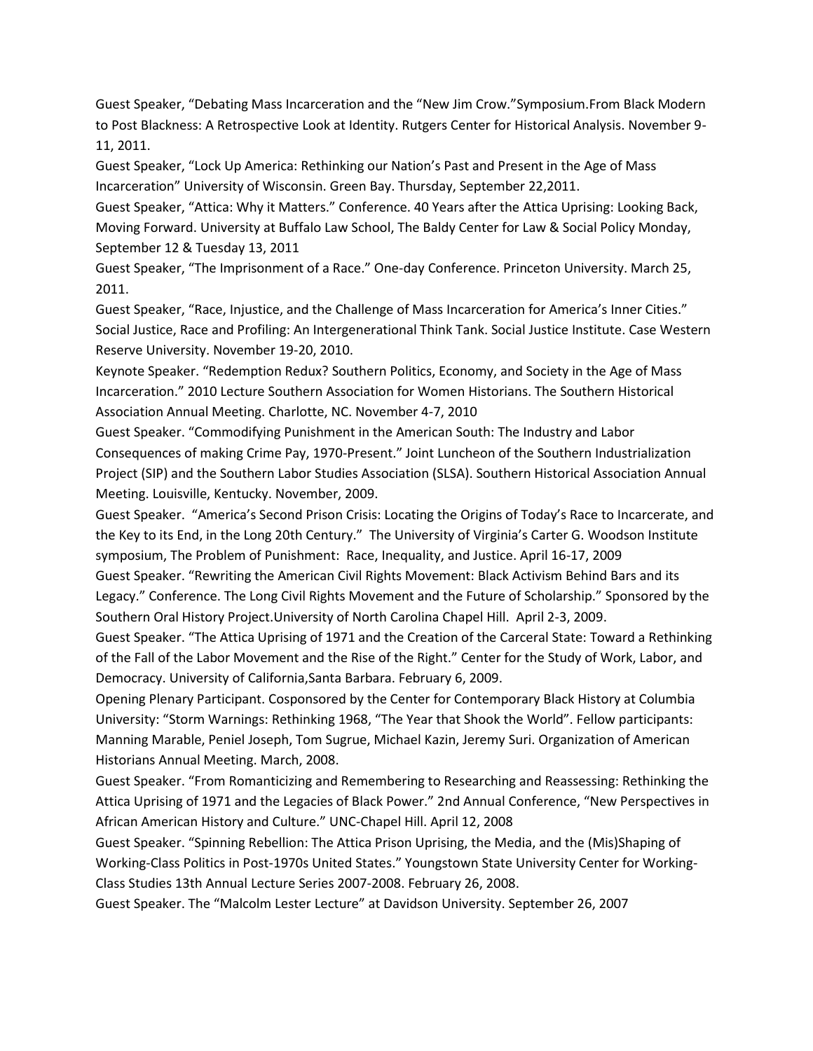Guest Speaker, "Debating Mass Incarceration and the "New Jim Crow."Symposium.From Black Modern to Post Blackness: A Retrospective Look at Identity. Rutgers Center for Historical Analysis. November 9-11, 2011.

Guest Speaker, "Lock Up America: Rethinking our Nation's Past and Present in the Age of Mass Incarceration" University of Wisconsin. Green Bay. Thursday, September 22,2011.

Guest Speaker, "Attica: Why it Matters." Conference. 40 Years after the Attica Uprising: Looking Back, Moving Forward. University at Buffalo Law School, The Baldy Center for Law & Social Policy Monday, September 12 & Tuesday 13, 2011

Guest Speaker, "The Imprisonment of a Race." One-day Conference. Princeton University. March 25, 2011.

Guest Speaker, "Race, Injustice, and the Challenge of Mass Incarceration for America's Inner Cities." Social Justice, Race and Profiling: An Intergenerational Think Tank. Social Justice Institute. Case Western Reserve University. November 19-20, 2010.

Keynote Speaker. "Redemption Redux? Southern Politics, Economy, and Society in the Age of Mass Incarceration." 2010 Lecture Southern Association for Women Historians. The Southern Historical Association Annual Meeting. Charlotte, NC. November 4-7, 2010

Guest Speaker. "Commodifying Punishment in the American South: The Industry and Labor Consequences of making Crime Pay, 1970-Present." Joint Luncheon of the Southern Industrialization Project (SIP) and the Southern Labor Studies Association (SLSA). Southern Historical Association Annual Meeting. Louisville, Kentucky. November, 2009.

Guest Speaker. "America's Second Prison Crisis: Locating the Origins of Today's Race to Incarcerate, and the Key to its End, in the Long 20th Century." The University of Virginia's Carter G. Woodson Institute symposium, The Problem of Punishment: Race, Inequality, and Justice. April 16-17, 2009

Guest Speaker. "Rewriting the American Civil Rights Movement: Black Activism Behind Bars and its Legacy." Conference. The Long Civil Rights Movement and the Future of Scholarship." Sponsored by the Southern Oral History Project.University of North Carolina Chapel Hill. April 2-3, 2009.

Guest Speaker. "The Attica Uprising of 1971 and the Creation of the Carceral State: Toward a Rethinking of the Fall of the Labor Movement and the Rise of the Right." Center for the Study of Work, Labor, and Democracy. University of California,Santa Barbara. February 6, 2009.

Opening Plenary Participant. Cosponsored by the Center for Contemporary Black History at Columbia University: "Storm Warnings: Rethinking 1968, "The Year that Shook the World". Fellow participants: Manning Marable, Peniel Joseph, Tom Sugrue, Michael Kazin, Jeremy Suri. Organization of American Historians Annual Meeting. March, 2008.

Guest Speaker. "From Romanticizing and Remembering to Researching and Reassessing: Rethinking the Attica Uprising of 1971 and the Legacies of Black Power." 2nd Annual Conference, "New Perspectives in African American History and Culture." UNC-Chapel Hill. April 12, 2008

Guest Speaker. "Spinning Rebellion: The Attica Prison Uprising, the Media, and the (Mis)Shaping of Working-Class Politics in Post-1970s United States." Youngstown State University Center for Working-Class Studies 13th Annual Lecture Series 2007-2008. February 26, 2008.

Guest Speaker. The "Malcolm Lester Lecture" at Davidson University. September 26, 2007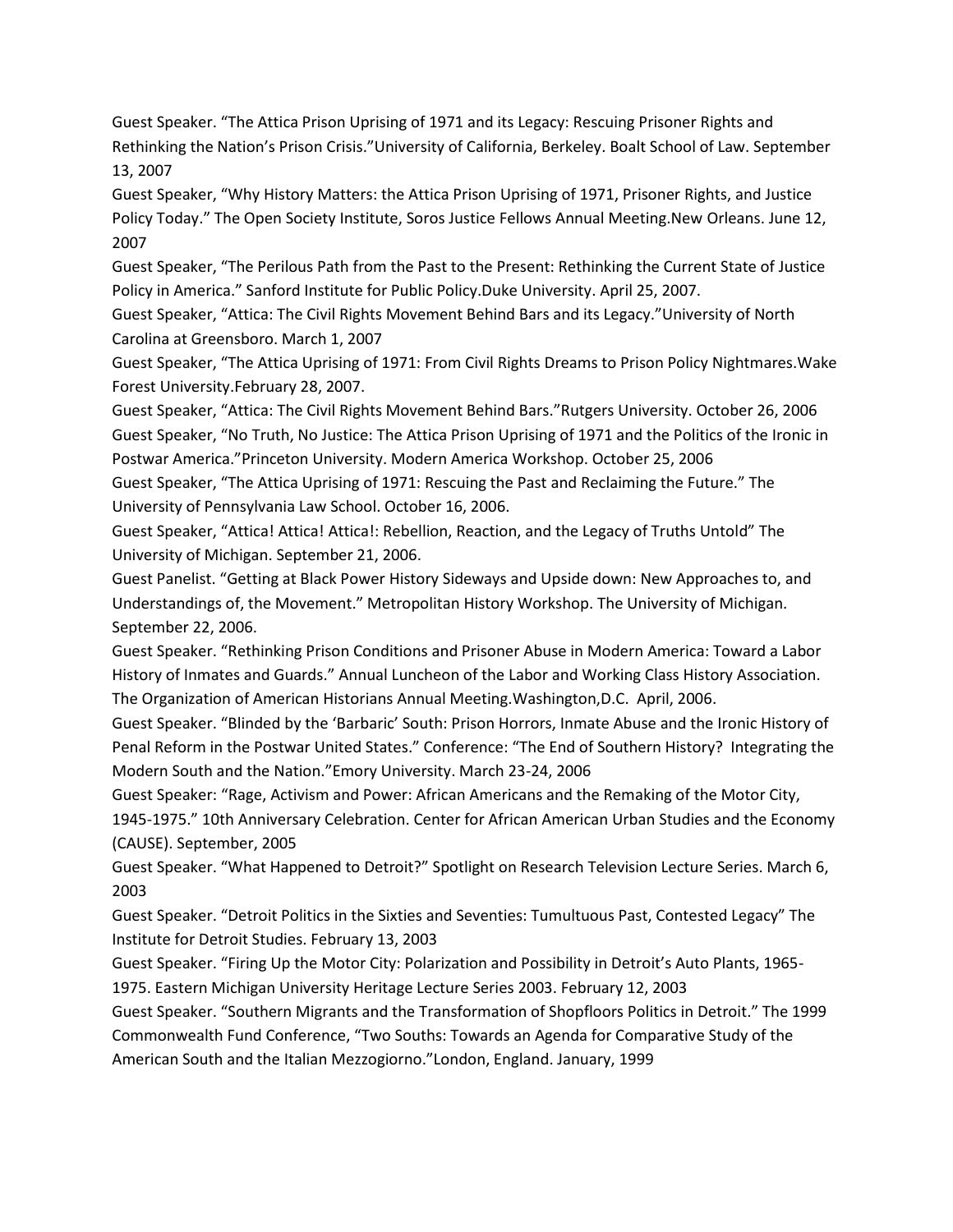Guest Speaker. “The Attica Prison Uprising of 1971 and its Legacy: Rescuing Prisoner Rights and Rethinking the Nation’s Prison Crisis.”University of California, Berkeley. Boalt School of Law. September 13, 2007

Guest Speaker, “Why History Matters: the Attica Prison Uprising of 1971, Prisoner Rights, and Justice Policy Today.” The Open Society Institute, Soros Justice Fellows Annual Meeting.New Orleans. June 12, 2007

Guest Speaker, “The Perilous Path from the Past to the Present: Rethinking the Current State of Justice Policy in America.” Sanford Institute for Public Policy.Duke University. April 25, 2007.

Guest Speaker, “Attica: The Civil Rights Movement Behind Bars and its Legacy.”University of North Carolina at Greensboro. March 1, 2007

Guest Speaker, “The Attica Uprising of 1971: From Civil Rights Dreams to Prison Policy Nightmares.Wake Forest University.February 28, 2007.

Guest Speaker, “Attica: The Civil Rights Movement Behind Bars.”Rutgers University. October 26, 2006

Guest Speaker, “No Truth, No Justice: The Attica Prison Uprising of 1971 and the Politics of the Ironic in Postwar America.”Princeton University. Modern America Workshop. October 25, 2006

Guest Speaker, “The Attica Uprising of 1971: Rescuing the Past and Reclaiming the Future.” The University of Pennsylvania Law School. October 16, 2006.

Guest Speaker, “Attica! Attica! Attica!: Rebellion, Reaction, and the Legacy of Truths Untold” The University of Michigan. September 21, 2006.

Guest Panelist. “Getting at Black Power History Sideways and Upside down: New Approaches to, and Understandings of, the Movement.” Metropolitan History Workshop. The University of Michigan. September 22, 2006.

Guest Speaker. “Rethinking Prison Conditions and Prisoner Abuse in Modern America: Toward a Labor History of Inmates and Guards.” Annual Luncheon of the Labor and Working Class History Association. The Organization of American Historians Annual Meeting.Washington,D.C. April, 2006.

Guest Speaker. “Blinded by the ‘Barbaric’ South: Prison Horrors, Inmate Abuse and the Ironic History of Penal Reform in the Postwar United States.” Conference: “The End of Southern History? Integrating the Modern South and the Nation.”Emory University. March 23-24, 2006

Guest Speaker: “Rage, Activism and Power: African Americans and the Remaking of the Motor City, 1945-1975.” 10th Anniversary Celebration. Center for African American Urban Studies and the Economy (CAUSE). September, 2005

Guest Speaker. “What Happened to Detroit?” Spotlight on Research Television Lecture Series. March 6, 2003

Guest Speaker. “Detroit Politics in the Sixties and Seventies: Tumultuous Past, Contested Legacy” The Institute for Detroit Studies. February 13, 2003

Guest Speaker. “Firing Up the Motor City: Polarization and Possibility in Detroit’s Auto Plants, 1965-1975. Eastern Michigan University Heritage Lecture Series 2003. February 12, 2003

Guest Speaker. “Southern Migrants and the Transformation of Shopfloors Politics in Detroit.” The 1999 Commonwealth Fund Conference, “Two Souths: Towards an Agenda for Comparative Study of the American South and the Italian Mezzogiorno.”London, England. January, 1999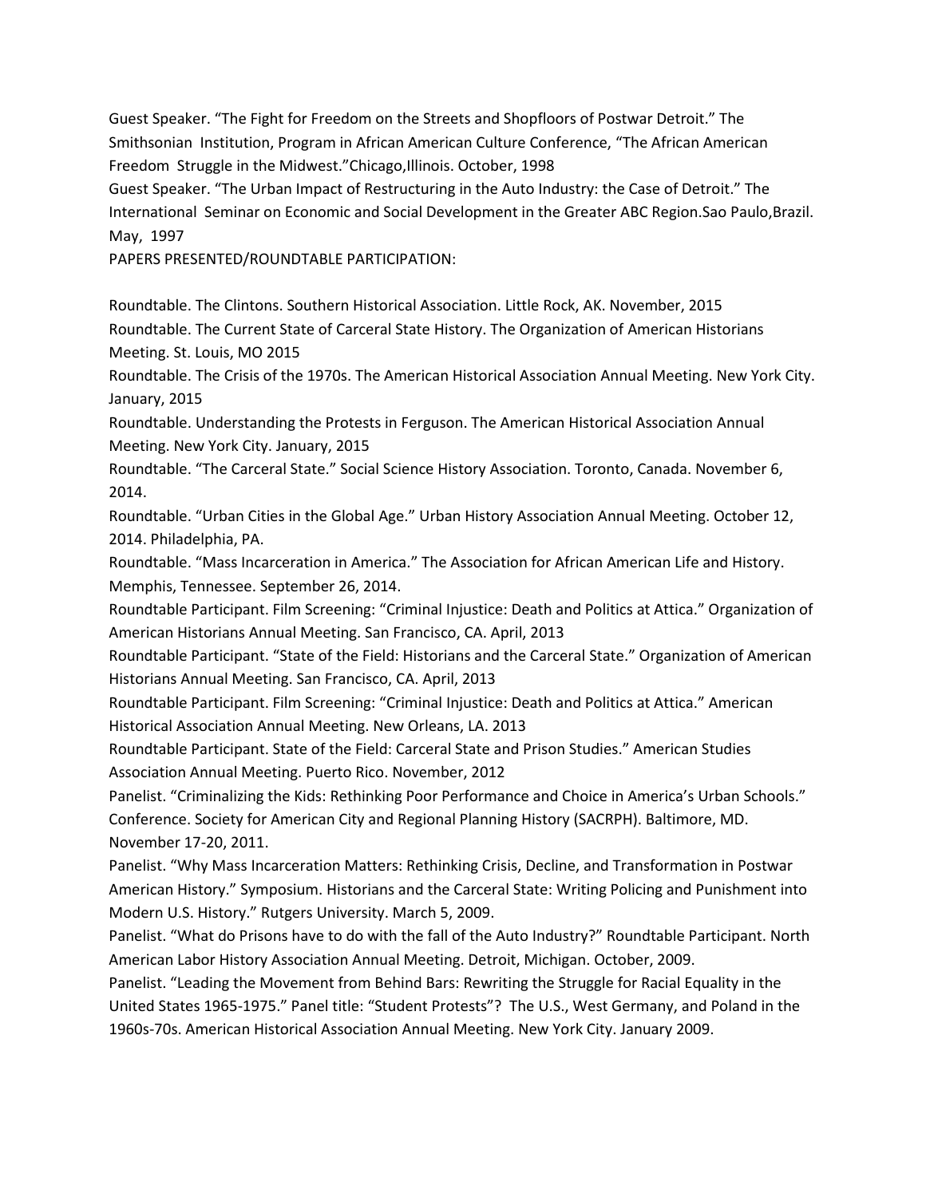Guest Speaker. "The Fight for Freedom on the Streets and Shopfloors of Postwar Detroit." The Smithsonian Institution, Program in African American Culture Conference, "The African American Freedom Struggle in the Midwest."Chicago,Illinois. October, 1998

Guest Speaker. "The Urban Impact of Restructuring in the Auto Industry: the Case of Detroit." The International Seminar on Economic and Social Development in the Greater ABC Region.Sao Paulo,Brazil. May, 1997

PAPERS PRESENTED/ROUNDTABLE PARTICIPATION:

Roundtable. The Clintons. Southern Historical Association. Little Rock, AK. November, 2015

Roundtable. The Current State of Carceral State History. The Organization of American Historians Meeting. St. Louis, MO 2015

Roundtable. The Crisis of the 1970s. The American Historical Association Annual Meeting. New York City. January, 2015

Roundtable. Understanding the Protests in Ferguson. The American Historical Association Annual Meeting. New York City. January, 2015

Roundtable. "The Carceral State." Social Science History Association. Toronto, Canada. November 6, 2014.

Roundtable. "Urban Cities in the Global Age." Urban History Association Annual Meeting. October 12, 2014. Philadelphia, PA.

Roundtable. "Mass Incarceration in America." The Association for African American Life and History. Memphis, Tennessee. September 26, 2014.

Roundtable Participant. Film Screening: "Criminal Injustice: Death and Politics at Attica." Organization of American Historians Annual Meeting. San Francisco, CA. April, 2013

Roundtable Participant. "State of the Field: Historians and the Carceral State." Organization of American Historians Annual Meeting. San Francisco, CA. April, 2013

Roundtable Participant. Film Screening: "Criminal Injustice: Death and Politics at Attica." American Historical Association Annual Meeting. New Orleans, LA. 2013

Roundtable Participant. State of the Field: Carceral State and Prison Studies." American Studies Association Annual Meeting. Puerto Rico. November, 2012

Panelist. "Criminalizing the Kids: Rethinking Poor Performance and Choice in America's Urban Schools." Conference. Society for American City and Regional Planning History (SACRPH). Baltimore, MD. November 17-20, 2011.

Panelist. "Why Mass Incarceration Matters: Rethinking Crisis, Decline, and Transformation in Postwar American History." Symposium. Historians and the Carceral State: Writing Policing and Punishment into Modern U.S. History." Rutgers University. March 5, 2009.

Panelist. "What do Prisons have to do with the fall of the Auto Industry?" Roundtable Participant. North American Labor History Association Annual Meeting. Detroit, Michigan. October, 2009.

Panelist. "Leading the Movement from Behind Bars: Rewriting the Struggle for Racial Equality in the United States 1965-1975." Panel title: "Student Protests"? The U.S., West Germany, and Poland in the 1960s-70s. American Historical Association Annual Meeting. New York City. January 2009.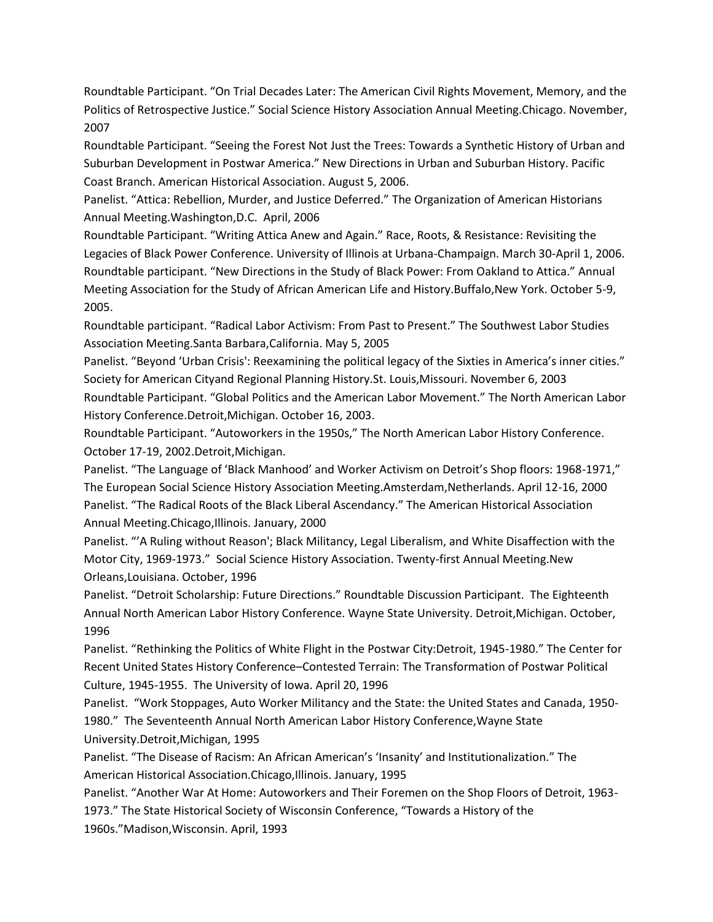Roundtable Participant. "On Trial Decades Later: The American Civil Rights Movement, Memory, and the Politics of Retrospective Justice." Social Science History Association Annual Meeting.Chicago. November, 2007

Roundtable Participant. "Seeing the Forest Not Just the Trees: Towards a Synthetic History of Urban and Suburban Development in Postwar America." New Directions in Urban and Suburban History. Pacific Coast Branch. American Historical Association. August 5, 2006.

Panelist. "Attica: Rebellion, Murder, and Justice Deferred." The Organization of American Historians Annual Meeting.Washington,D.C. April, 2006

Roundtable Participant. "Writing Attica Anew and Again." Race, Roots, & Resistance: Revisiting the Legacies of Black Power Conference. University of Illinois at Urbana-Champaign. March 30-April 1, 2006.

Roundtable participant. "New Directions in the Study of Black Power: From Oakland to Attica." Annual Meeting Association for the Study of African American Life and History.Buffalo,New York. October 5-9, 2005.

Roundtable participant. "Radical Labor Activism: From Past to Present." The Southwest Labor Studies Association Meeting.Santa Barbara,California. May 5, 2005

Panelist. "Beyond 'Urban Crisis': Reexamining the political legacy of the Sixties in America's inner cities." Society for American Cityand Regional Planning History.St. Louis,Missouri. November 6, 2003

Roundtable Participant. "Global Politics and the American Labor Movement." The North American Labor History Conference.Detroit,Michigan. October 16, 2003.

Roundtable Participant. "Autoworkers in the 1950s," The North American Labor History Conference. October 17-19, 2002.Detroit,Michigan.

Panelist. "The Language of 'Black Manhood' and Worker Activism on Detroit's Shop floors: 1968-1971," The European Social Science History Association Meeting.Amsterdam,Netherlands. April 12-16, 2000

Panelist. "The Radical Roots of the Black Liberal Ascendancy." The American Historical Association Annual Meeting.Chicago,Illinois. January, 2000

Panelist. "'A Ruling without Reason'; Black Militancy, Legal Liberalism, and White Disaffection with the Motor City, 1969-1973." Social Science History Association. Twenty-first Annual Meeting.New Orleans,Louisiana. October, 1996

Panelist. "Detroit Scholarship: Future Directions." Roundtable Discussion Participant. The Eighteenth Annual North American Labor History Conference. Wayne State University. Detroit,Michigan. October, 1996

Panelist. "Rethinking the Politics of White Flight in the Postwar City:Detroit, 1945-1980." The Center for Recent United States History Conference–Contested Terrain: The Transformation of Postwar Political Culture, 1945-1955. The University of Iowa. April 20, 1996

Panelist. "Work Stoppages, Auto Worker Militancy and the State: the United States and Canada, 1950-1980." The Seventeenth Annual North American Labor History Conference,Wayne State University.Detroit,Michigan, 1995

Panelist. "The Disease of Racism: An African American's 'Insanity' and Institutionalization." The American Historical Association.Chicago,Illinois. January, 1995

Panelist. "Another War At Home: Autoworkers and Their Foremen on the Shop Floors of Detroit, 1963-1973." The State Historical Society of Wisconsin Conference, "Towards a History of the 1960s."Madison,Wisconsin. April, 1993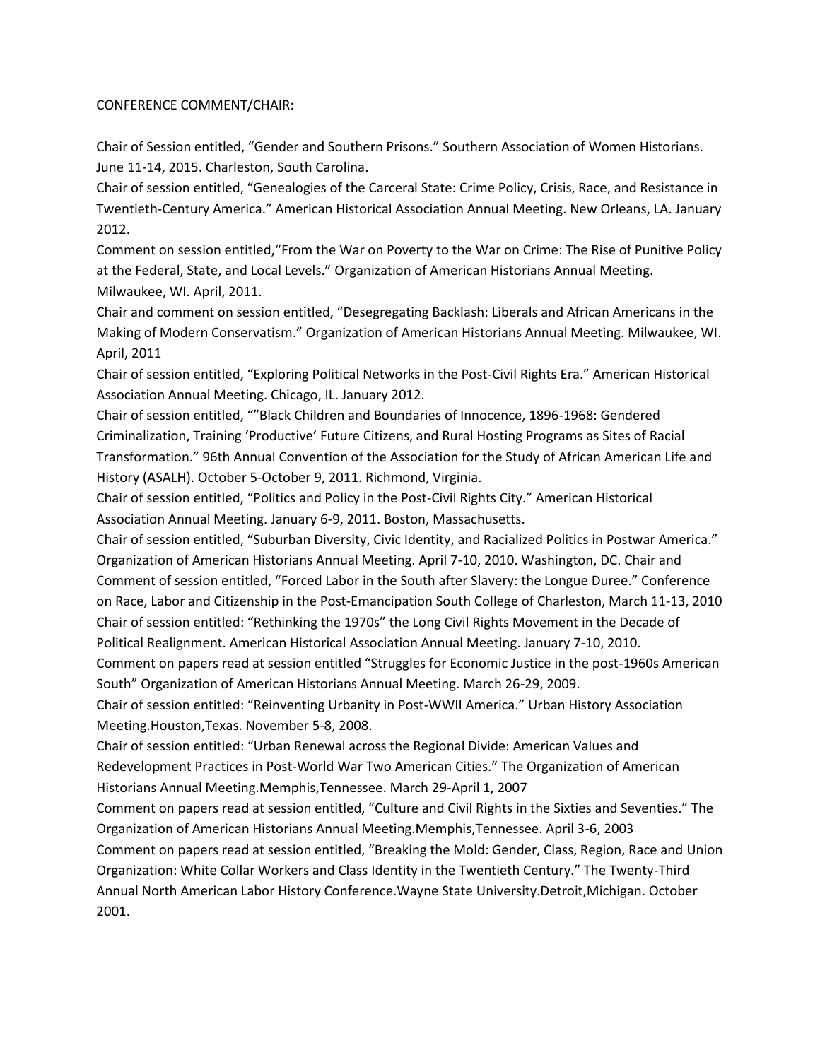CONFERENCE COMMENT/CHAIR:

Chair of Session entitled, "Gender and Southern Prisons." Southern Association of Women Historians. June 11-14, 2015. Charleston, South Carolina.

Chair of session entitled, "Genealogies of the Carceral State: Crime Policy, Crisis, Race, and Resistance in Twentieth-Century America." American Historical Association Annual Meeting. New Orleans, LA. January 2012.

Comment on session entitled,"From the War on Poverty to the War on Crime: The Rise of Punitive Policy at the Federal, State, and Local Levels." Organization of American Historians Annual Meeting. Milwaukee, WI. April, 2011.

Chair and comment on session entitled, "Desegregating Backlash: Liberals and African Americans in the Making of Modern Conservatism." Organization of American Historians Annual Meeting. Milwaukee, WI. April, 2011

Chair of session entitled, "Exploring Political Networks in the Post-Civil Rights Era." American Historical Association Annual Meeting. Chicago, IL. January 2012.

Chair of session entitled, ""Black Children and Boundaries of Innocence, 1896-1968: Gendered Criminalization, Training 'Productive' Future Citizens, and Rural Hosting Programs as Sites of Racial Transformation." 96th Annual Convention of the Association for the Study of African American Life and History (ASALH). October 5-October 9, 2011. Richmond, Virginia.

Chair of session entitled, "Politics and Policy in the Post-Civil Rights City." American Historical Association Annual Meeting. January 6-9, 2011. Boston, Massachusetts.

Chair of session entitled, "Suburban Diversity, Civic Identity, and Racialized Politics in Postwar America." Organization of American Historians Annual Meeting. April 7-10, 2010. Washington, DC. Chair and Comment of session entitled, "Forced Labor in the South after Slavery: the Longue Duree." Conference on Race, Labor and Citizenship in the Post-Emancipation South College of Charleston, March 11-13, 2010

Chair of session entitled: "Rethinking the 1970s" the Long Civil Rights Movement in the Decade of Political Realignment. American Historical Association Annual Meeting. January 7-10, 2010.

Comment on papers read at session entitled "Struggles for Economic Justice in the post-1960s American South" Organization of American Historians Annual Meeting. March 26-29, 2009.

Chair of session entitled: "Reinventing Urbanity in Post-WWII America." Urban History Association Meeting.Houston,Texas. November 5-8, 2008.

Chair of session entitled: "Urban Renewal across the Regional Divide: American Values and Redevelopment Practices in Post-World War Two American Cities." The Organization of American Historians Annual Meeting.Memphis,Tennessee. March 29-April 1, 2007

Comment on papers read at session entitled, "Culture and Civil Rights in the Sixties and Seventies." The Organization of American Historians Annual Meeting.Memphis,Tennessee. April 3-6, 2003

Comment on papers read at session entitled, "Breaking the Mold: Gender, Class, Region, Race and Union Organization: White Collar Workers and Class Identity in the Twentieth Century." The Twenty-Third Annual North American Labor History Conference.Wayne State University.Detroit,Michigan. October 2001.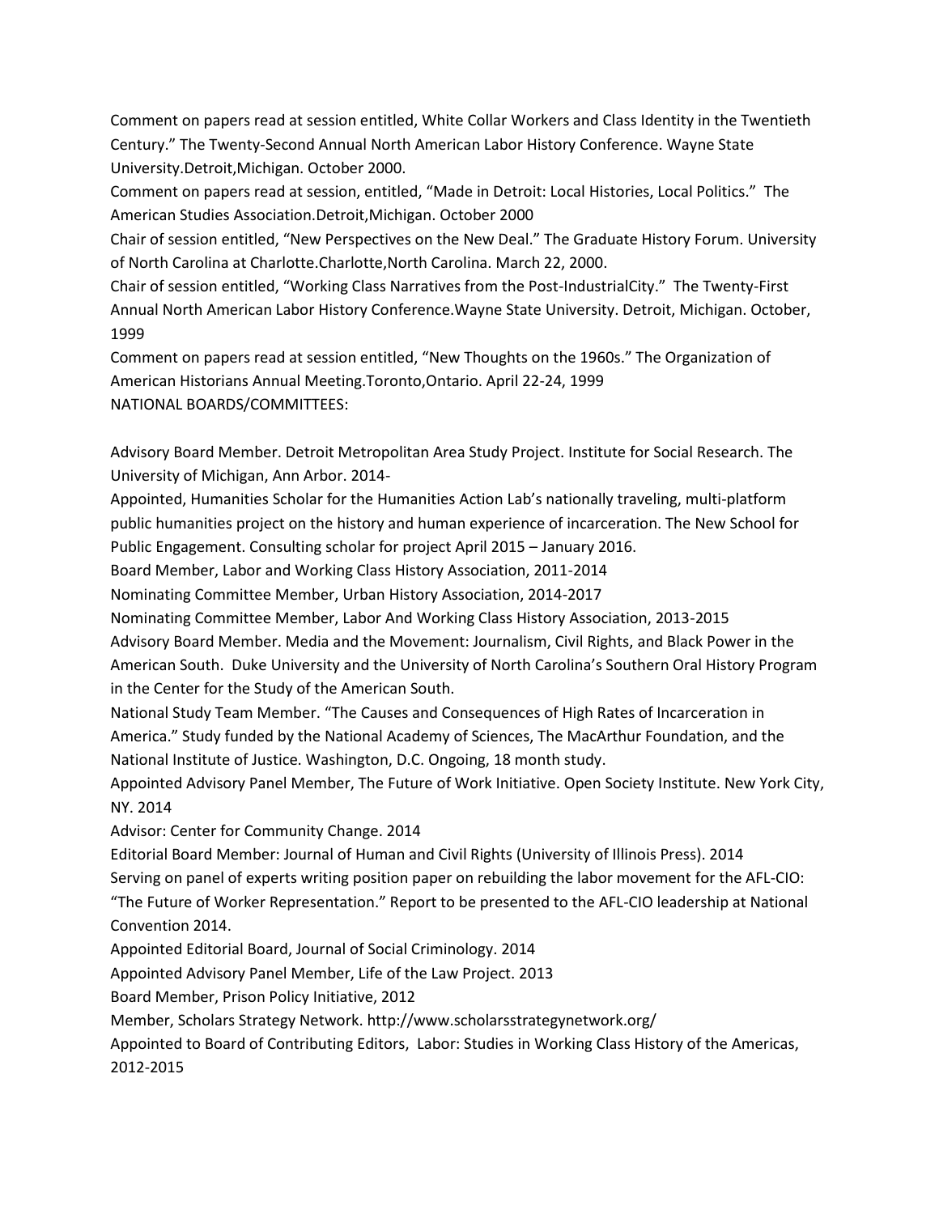Comment on papers read at session entitled, White Collar Workers and Class Identity in the Twentieth Century." The Twenty-Second Annual North American Labor History Conference. Wayne State University.Detroit,Michigan. October 2000.

Comment on papers read at session, entitled, "Made in Detroit: Local Histories, Local Politics." The American Studies Association.Detroit,Michigan. October 2000

Chair of session entitled, "New Perspectives on the New Deal." The Graduate History Forum. University of North Carolina at Charlotte.Charlotte,North Carolina. March 22, 2000.

Chair of session entitled, "Working Class Narratives from the Post-IndustrialCity." The Twenty-First Annual North American Labor History Conference.Wayne State University. Detroit, Michigan. October, 1999

Comment on papers read at session entitled, "New Thoughts on the 1960s." The Organization of American Historians Annual Meeting.Toronto,Ontario. April 22-24, 1999

NATIONAL BOARDS/COMMITTEES:

Advisory Board Member. Detroit Metropolitan Area Study Project. Institute for Social Research. The University of Michigan, Ann Arbor. 2014-

Appointed, Humanities Scholar for the Humanities Action Lab's nationally traveling, multi-platform public humanities project on the history and human experience of incarceration. The New School for Public Engagement. Consulting scholar for project April 2015 – January 2016.

Board Member, Labor and Working Class History Association, 2011-2014

Nominating Committee Member, Urban History Association, 2014-2017

Nominating Committee Member, Labor And Working Class History Association, 2013-2015

Advisory Board Member. Media and the Movement: Journalism, Civil Rights, and Black Power in the American South. Duke University and the University of North Carolina's Southern Oral History Program in the Center for the Study of the American South.

National Study Team Member. "The Causes and Consequences of High Rates of Incarceration in America." Study funded by the National Academy of Sciences, The MacArthur Foundation, and the National Institute of Justice. Washington, D.C. Ongoing, 18 month study.

Appointed Advisory Panel Member, The Future of Work Initiative. Open Society Institute. New York City, NY. 2014

Advisor: Center for Community Change. 2014

Editorial Board Member: Journal of Human and Civil Rights (University of Illinois Press). 2014

Serving on panel of experts writing position paper on rebuilding the labor movement for the AFL-CIO: "The Future of Worker Representation." Report to be presented to the AFL-CIO leadership at National Convention 2014.

Appointed Editorial Board, Journal of Social Criminology. 2014

Appointed Advisory Panel Member, Life of the Law Project. 2013

Board Member, Prison Policy Initiative, 2012

Member, Scholars Strategy Network. http://www.scholarsstrategynetwork.org/

Appointed to Board of Contributing Editors, Labor: Studies in Working Class History of the Americas, 2012-2015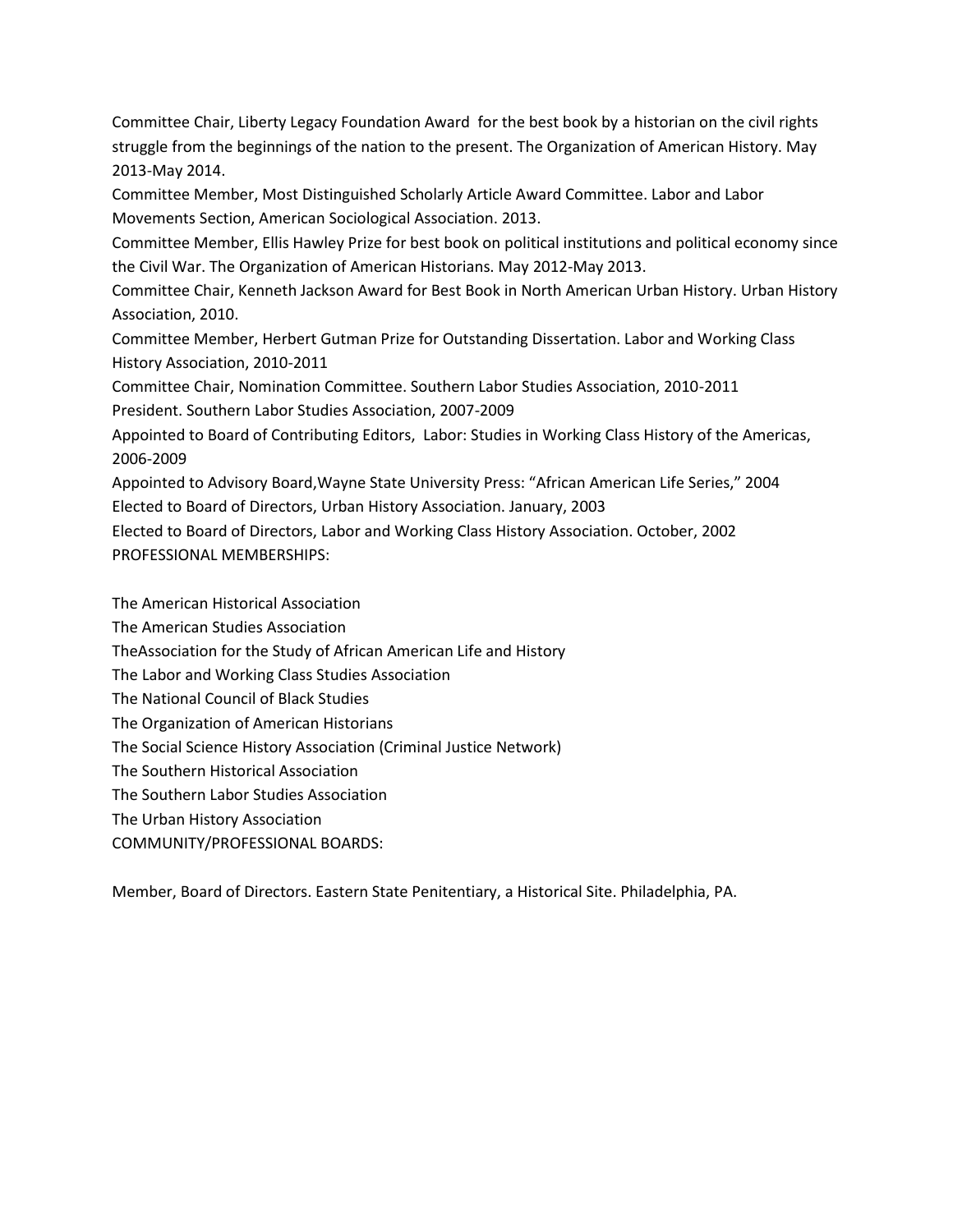Committee Chair, Liberty Legacy Foundation Award for the best book by a historian on the civil rights struggle from the beginnings of the nation to the present. The Organization of American History. May 2013-May 2014.

Committee Member, Most Distinguished Scholarly Article Award Committee. Labor and Labor Movements Section, American Sociological Association. 2013.

Committee Member, Ellis Hawley Prize for best book on political institutions and political economy since the Civil War. The Organization of American Historians. May 2012-May 2013.

Committee Chair, Kenneth Jackson Award for Best Book in North American Urban History. Urban History Association, 2010.

Committee Member, Herbert Gutman Prize for Outstanding Dissertation. Labor and Working Class History Association, 2010-2011

Committee Chair, Nomination Committee. Southern Labor Studies Association, 2010-2011

President. Southern Labor Studies Association, 2007-2009

Appointed to Board of Contributing Editors, Labor: Studies in Working Class History of the Americas, 2006-2009

Appointed to Advisory Board,Wayne State University Press: "African American Life Series," 2004

Elected to Board of Directors, Urban History Association. January, 2003

Elected to Board of Directors, Labor and Working Class History Association. October, 2002

PROFESSIONAL MEMBERSHIPS:

The American Historical Association

The American Studies Association

TheAssociation for the Study of African American Life and History

The Labor and Working Class Studies Association

The National Council of Black Studies

The Organization of American Historians

The Social Science History Association (Criminal Justice Network)

The Southern Historical Association

The Southern Labor Studies Association

The Urban History Association

COMMUNITY/PROFESSIONAL BOARDS:

Member, Board of Directors. Eastern State Penitentiary, a Historical Site. Philadelphia, PA.